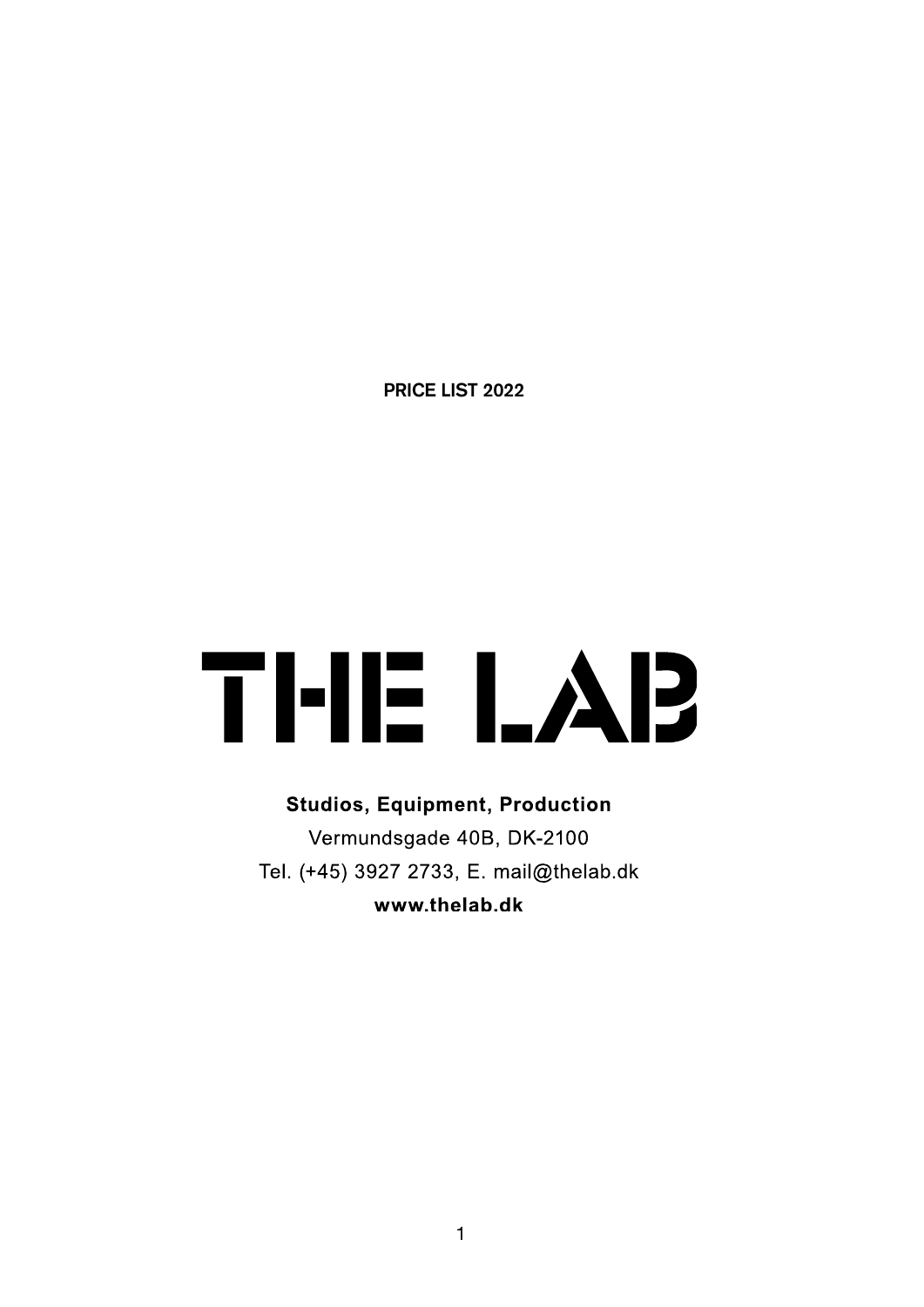**PRICE LIST 2022**

# THE LAB

**Studios, Equipment, Production**

Vermundsgade 40B, DK-2100

Tel. (+45) 3927 2733, E. mail@thelab.dk

**www.thelab.dk**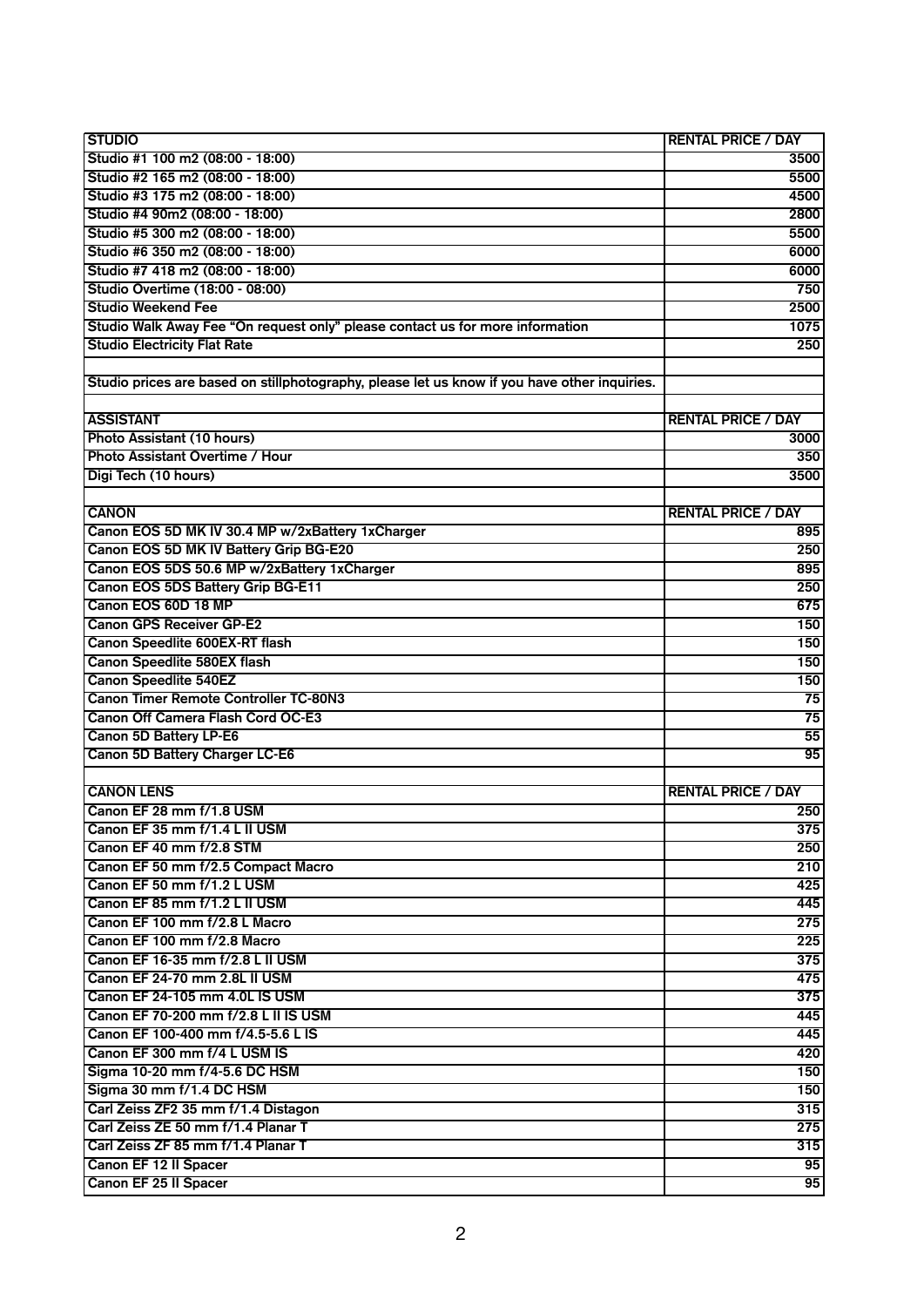| STUDIO | RENTAL PRICE / DAY |
| --- | --- |
| Studio #1 100 m2 (08:00 - 18:00) | 3500 |
| Studio #2 165 m2 (08:00 - 18:00) | 5500 |
| Studio #3 175 m2 (08:00 - 18:00) | 4500 |
| Studio #4 90m2 (08:00 - 18:00) | 2800 |
| Studio #5 300 m2 (08:00 - 18:00) | 5500 |
| Studio #6 350 m2 (08:00 - 18:00) | 6000 |
| Studio #7 418 m2 (08:00 - 18:00) | 6000 |
| Studio Overtime (18:00 - 08:00) | 750 |
| Studio Weekend Fee | 2500 |
| Studio Walk Away Fee "On request only" please contact us for more information | 1075 |
| Studio Electricity Flat Rate | 250 |
| | |
| Studio prices are based on stillphotography, please let us know if you have other inquiries. | |
| | |
| **ASSISTANT** | **RENTAL PRICE / DAY** |
| Photo Assistant (10 hours) | 3000 |
| Photo Assistant Overtime / Hour | 350 |
| Digi Tech (10 hours) | 3500 |
| | |
| **CANON** | **RENTAL PRICE / DAY** |
| Canon EOS 5D MK IV 30.4 MP w/2xBattery 1xCharger | 895 |
| Canon EOS 5D MK IV Battery Grip BG-E20 | 250 |
| Canon EOS 5DS 50.6 MP w/2xBattery 1xCharger | 895 |
| Canon EOS 5DS Battery Grip BG-E11 | 250 |
| Canon EOS 60D 18 MP | 675 |
| Canon GPS Receiver GP-E2 | 150 |
| Canon Speedlite 600EX-RT flash | 150 |
| Canon Speedlite 580EX flash | 150 |
| Canon Speedlite 540EZ | 150 |
| Canon Timer Remote Controller TC-80N3 | 75 |
| Canon Off Camera Flash Cord OC-E3 | 75 |
| Canon 5D Battery LP-E6 | 55 |
| Canon 5D Battery Charger LC-E6 | 95 |
| | |
| **CANON LENS** | **RENTAL PRICE / DAY** |
| Canon EF 28 mm f/1.8 USM | 250 |
| Canon EF 35 mm f/1.4 L II USM | 375 |
| Canon EF 40 mm f/2.8 STM | 250 |
| Canon EF 50 mm f/2.5 Compact Macro | 210 |
| Canon EF 50 mm f/1.2 L USM | 425 |
| Canon EF 85 mm f/1.2 L II USM | 445 |
| Canon EF 100 mm f/2.8 L Macro | 275 |
| Canon EF 100 mm f/2.8 Macro | 225 |
| Canon EF 16-35 mm f/2.8 L II USM | 375 |
| Canon EF 24-70 mm 2.8L II USM | 475 |
| Canon EF 24-105 mm 4.0L IS USM | 375 |
| Canon EF 70-200 mm f/2.8 L II IS USM | 445 |
| Canon EF 100-400 mm f/4.5-5.6 L IS | 445 |
| Canon EF 300 mm f/4 L USM IS | 420 |
| Sigma 10-20 mm f/4-5.6 DC HSM | 150 |
| Sigma 30 mm f/1.4 DC HSM | 150 |
| Carl Zeiss ZF2 35 mm f/1.4 Distagon | 315 |
| Carl Zeiss ZE 50 mm f/1.4 Planar T | 275 |
| Carl Zeiss ZF 85 mm f/1.4 Planar T | 315 |
| Canon EF 12 II Spacer | 95 |
| Canon EF 25 II Spacer | 95 |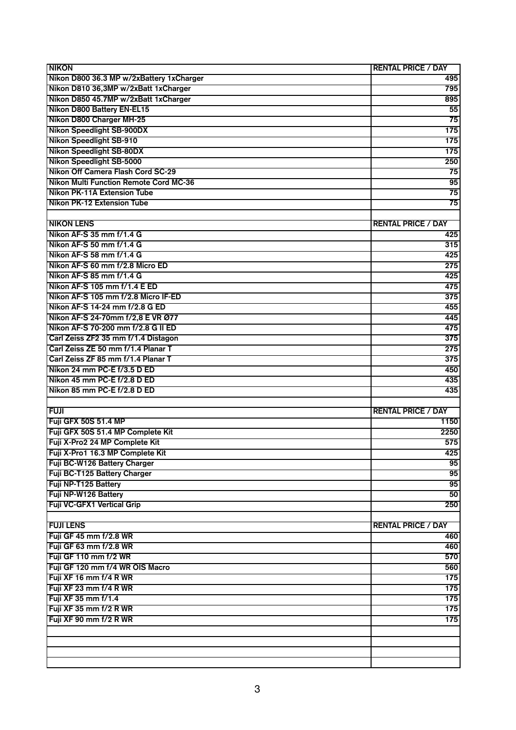| NIKON | RENTAL PRICE / DAY |
|---|---|
| Nikon D800 36.3 MP w/2xBattery 1xCharger | 495 |
| Nikon D810 36,3MP w/2xBatt 1xCharger | 795 |
| Nikon D850 45.7MP w/2xBatt 1xCharger | 895 |
| Nikon D800 Battery EN-EL15 | 55 |
| Nikon D800 Charger MH-25 | 75 |
| Nikon Speedlight SB-900DX | 175 |
| Nikon Speedlight SB-910 | 175 |
| Nikon Speedlight SB-80DX | 175 |
| Nikon Speedlight SB-5000 | 250 |
| Nikon Off Camera Flash Cord SC-29 | 75 |
| Nikon Multi Function Remote Cord MC-36 | 95 |
| Nikon PK-11A Extension Tube | 75 |
| Nikon PK-12 Extension Tube | 75 |
| | |
| **NIKON LENS** | **RENTAL PRICE / DAY** |
| Nikon AF-S 35 mm f/1.4 G | 425 |
| Nikon AF-S 50 mm f/1.4 G | 315 |
| Nikon AF-S 58 mm f/1.4 G | 425 |
| Nikon AF-S 60 mm f/2.8 Micro ED | 275 |
| Nikon AF-S 85 mm f/1.4 G | 425 |
| Nikon AF-S 105 mm f/1.4 E ED | 475 |
| Nikon AF-S 105 mm f/2.8 Micro IF-ED | 375 |
| Nikon AF-S 14-24 mm f/2.8 G ED | 455 |
| Nikon AF-S 24-70mm f/2,8 E VR Ø77 | 445 |
| Nikon AF-S 70-200 mm f/2.8 G II ED | 475 |
| Carl Zeiss ZF2 35 mm f/1.4 Distagon | 375 |
| Carl Zeiss ZE 50 mm f/1.4 Planar T | 275 |
| Carl Zeiss ZF 85 mm f/1.4 Planar T | 375 |
| Nikon 24 mm PC-E f/3.5 D ED | 450 |
| Nikon 45 mm PC-E f/2.8 D ED | 435 |
| Nikon 85 mm PC-E f/2.8 D ED | 435 |
| | |
| **FUJI** | **RENTAL PRICE / DAY** |
| Fuji GFX 50S 51.4 MP | 1150 |
| Fuji GFX 50S 51.4 MP Complete Kit | 2250 |
| Fuji X-Pro2 24 MP Complete Kit | 575 |
| Fuji X-Pro1 16.3 MP Complete Kit | 425 |
| Fuji BC-W126 Battery Charger | 95 |
| Fuji BC-T125 Battery Charger | 95 |
| Fuji NP-T125 Battery | 95 |
| Fuji NP-W126 Battery | 50 |
| Fuji VC-GFX1 Vertical Grip | 250 |
| | |
| **FUJI LENS** | **RENTAL PRICE / DAY** |
| Fuji GF 45 mm f/2.8 WR | 460 |
| Fuji GF 63 mm f/2.8 WR | 460 |
| Fuji GF 110 mm f/2 WR | 570 |
| Fuji GF 120 mm f/4 WR OIS Macro | 560 |
| Fuji XF 16 mm f/4 R WR | 175 |
| Fuji XF 23 mm f/4 R WR | 175 |
| Fuji XF 35 mm f/1.4 | 175 |
| Fuji XF 35 mm f/2 R WR | 175 |
| Fuji XF 90 mm f/2 R WR | 175 |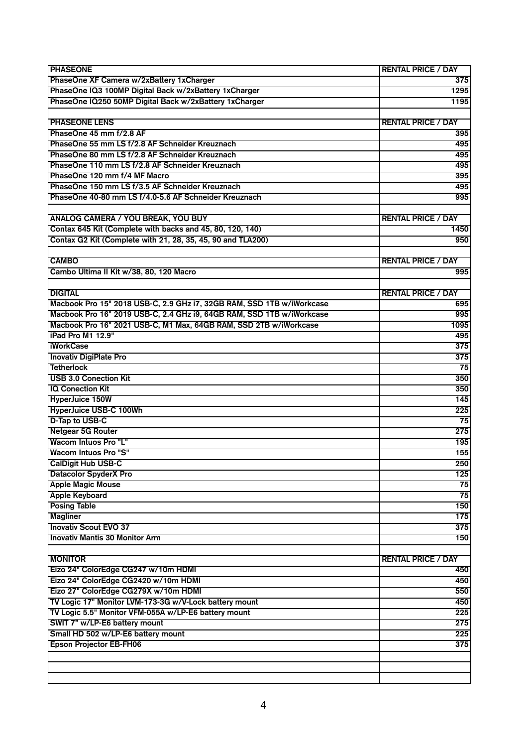| PHASEONE | RENTAL PRICE / DAY |
|---|---|
| PhaseOne XF Camera w/2xBattery 1xCharger | 375 |
| PhaseOne IQ3 100MP Digital Back w/2xBattery 1xCharger | 1295 |
| PhaseOne IQ250 50MP Digital Back w/2xBattery 1xCharger | 1195 |
| | |
| **PHASEONE LENS** | **RENTAL PRICE / DAY** |
| PhaseOne 45 mm f/2.8 AF | 395 |
| PhaseOne 55 mm LS f/2.8 AF Schneider Kreuznach | 495 |
| PhaseOne 80 mm LS f/2.8 AF Schneider Kreuznach | 495 |
| PhaseOne 110 mm LS f/2.8 AF Schneider Kreuznach | 495 |
| PhaseOne 120 mm f/4 MF Macro | 395 |
| PhaseOne 150 mm LS f/3.5 AF Schneider Kreuznach | 495 |
| PhaseOne 40-80 mm LS f/4.0-5.6 AF Schneider Kreuznach | 995 |
| | |
| **ANALOG CAMERA / YOU BREAK, YOU BUY** | **RENTAL PRICE / DAY** |
| Contax 645 Kit (Complete with backs and 45, 80, 120, 140) | 1450 |
| Contax G2 Kit (Complete with 21, 28, 35, 45, 90 and TLA200) | 950 |
| | |
| **CAMBO** | **RENTAL PRICE / DAY** |
| Cambo Ultima II Kit w/38, 80, 120 Macro | 995 |
| | |
| **DIGITAL** | **RENTAL PRICE / DAY** |
| Macbook Pro 15" 2018 USB-C, 2.9 GHz i7, 32GB RAM, SSD 1TB w/iWorkcase | 695 |
| Macbook Pro 16" 2019 USB-C, 2.4 GHz i9, 64GB RAM, SSD 1TB w/iWorkcase | 995 |
| Macbook Pro 16" 2021 USB-C, M1 Max, 64GB RAM, SSD 2TB w/iWorkcase | 1095 |
| iPad Pro M1 12.9" | 495 |
| iWorkCase | 375 |
| Inovativ DigiPlate Pro | 375 |
| Tetherlock | 75 |
| USB 3.0 Conection Kit | 350 |
| IQ Conection Kit | 350 |
| HyperJuice 150W | 145 |
| HyperJuice USB-C 100Wh | 225 |
| D-Tap to USB-C | 75 |
| Netgear 5G Router | 275 |
| Wacom Intuos Pro "L" | 195 |
| Wacom Intuos Pro "S" | 155 |
| CalDigit Hub USB-C | 250 |
| Datacolor SpyderX Pro | 125 |
| Apple Magic Mouse | 75 |
| Apple Keyboard | 75 |
| Posing Table | 150 |
| Magliner | 175 |
| Inovativ Scout EVO 37 | 375 |
| Inovativ Mantis 30 Monitor Arm | 150 |
| | |
| **MONITOR** | **RENTAL PRICE / DAY** |
| Eizo 24" ColorEdge CG247 w/10m HDMI | 450 |
| Eizo 24" ColorEdge CG2420 w/10m HDMI | 450 |
| Eizo 27" ColorEdge CG279X w/10m HDMI | 550 |
| TV Logic 17" Monitor LVM-173-3G w/V-Lock battery mount | 450 |
| TV Logic 5.5" Monitor VFM-055A w/LP-E6 battery mount | 225 |
| SWIT 7" w/LP-E6 battery mount | 275 |
| Small HD 502 w/LP-E6 battery mount | 225 |
| Epson Projector EB-FH06 | 375 |
| | |
| | |
| | |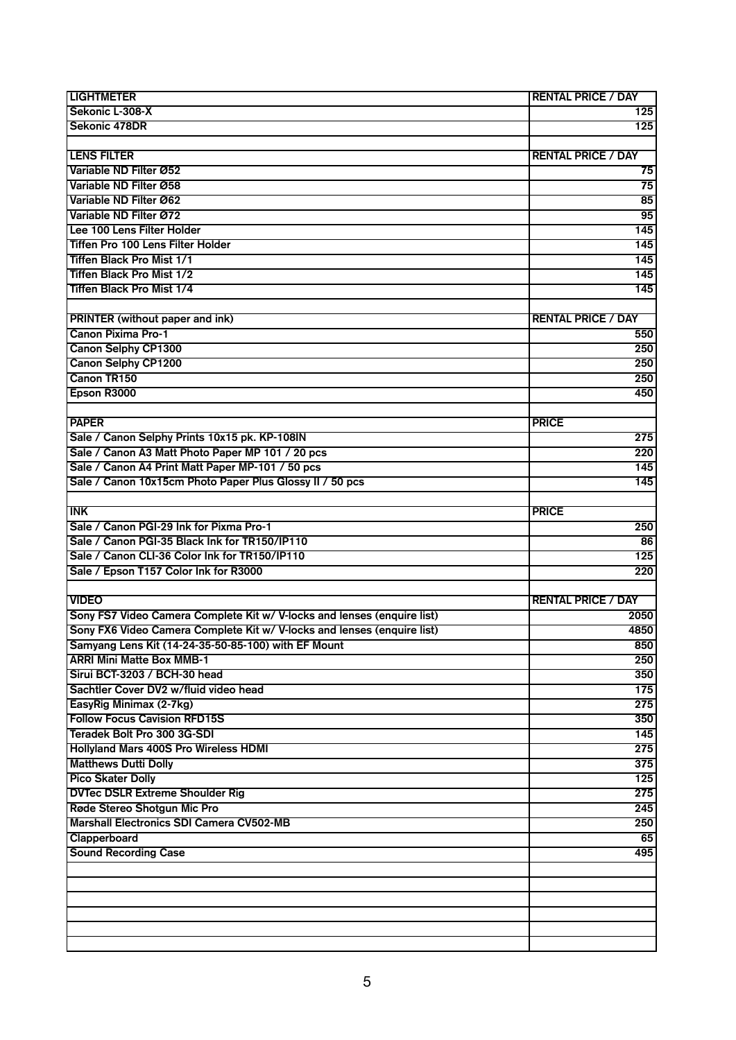| LIGHTMETER | RENTAL PRICE / DAY |
|---|---|
| Sekonic L-308-X | 125 |
| Sekonic 478DR | 125 |
| | |
| **LENS FILTER** | **RENTAL PRICE / DAY** |
| Variable ND Filter Ø52 | 75 |
| Variable ND Filter Ø58 | 75 |
| Variable ND Filter Ø62 | 85 |
| Variable ND Filter Ø72 | 95 |
| Lee 100 Lens Filter Holder | 145 |
| Tiffen Pro 100 Lens Filter Holder | 145 |
| Tiffen Black Pro Mist 1/1 | 145 |
| Tiffen Black Pro Mist 1/2 | 145 |
| Tiffen Black Pro Mist 1/4 | 145 |
| | |
| **PRINTER (without paper and ink)** | **RENTAL PRICE / DAY** |
| Canon Pixima Pro-1 | 550 |
| Canon Selphy CP1300 | 250 |
| Canon Selphy CP1200 | 250 |
| Canon TR150 | 250 |
| Epson R3000 | 450 |
| | |
| **PAPER** | **PRICE** |
| Sale / Canon Selphy Prints 10x15 pk. KP-108IN | 275 |
| Sale / Canon A3 Matt Photo Paper MP 101 / 20 pcs | 220 |
| Sale / Canon A4 Print Matt Paper MP-101 / 50 pcs | 145 |
| Sale / Canon 10x15cm Photo Paper Plus Glossy II / 50 pcs | 145 |
| | |
| **INK** | **PRICE** |
| Sale / Canon PGI-29 Ink for Pixma Pro-1 | 250 |
| Sale / Canon PGI-35 Black Ink for TR150/IP110 | 86 |
| Sale / Canon CLI-36 Color Ink for TR150/IP110 | 125 |
| Sale / Epson T157 Color Ink for R3000 | 220 |
| | |
| **VIDEO** | **RENTAL PRICE / DAY** |
| Sony FS7 Video Camera Complete Kit w/ V-locks and lenses (enquire list) | 2050 |
| Sony FX6 Video Camera Complete Kit w/ V-locks and lenses (enquire list) | 4850 |
| Samyang Lens Kit (14-24-35-50-85-100) with EF Mount | 850 |
| ARRI Mini Matte Box MMB-1 | 250 |
| Sirui BCT-3203 / BCH-30 head | 350 |
| Sachtler Cover DV2 w/fluid video head | 175 |
| EasyRig Minimax (2-7kg) | 275 |
| Follow Focus Cavision RFD15S | 350 |
| Teradek Bolt Pro 300 3G-SDI | 145 |
| Hollyland Mars 400S Pro Wireless HDMI | 275 |
| Matthews Dutti Dolly | 375 |
| Pico Skater Dolly | 125 |
| DVTec DSLR Extreme Shoulder Rig | 275 |
| Røde Stereo Shotgun Mic Pro | 245 |
| Marshall Electronics SDI Camera CV502-MB | 250 |
| Clapperboard | 65 |
| Sound Recording Case | 495 |
| | |
| | |
| | |
| | |
| | |
| | |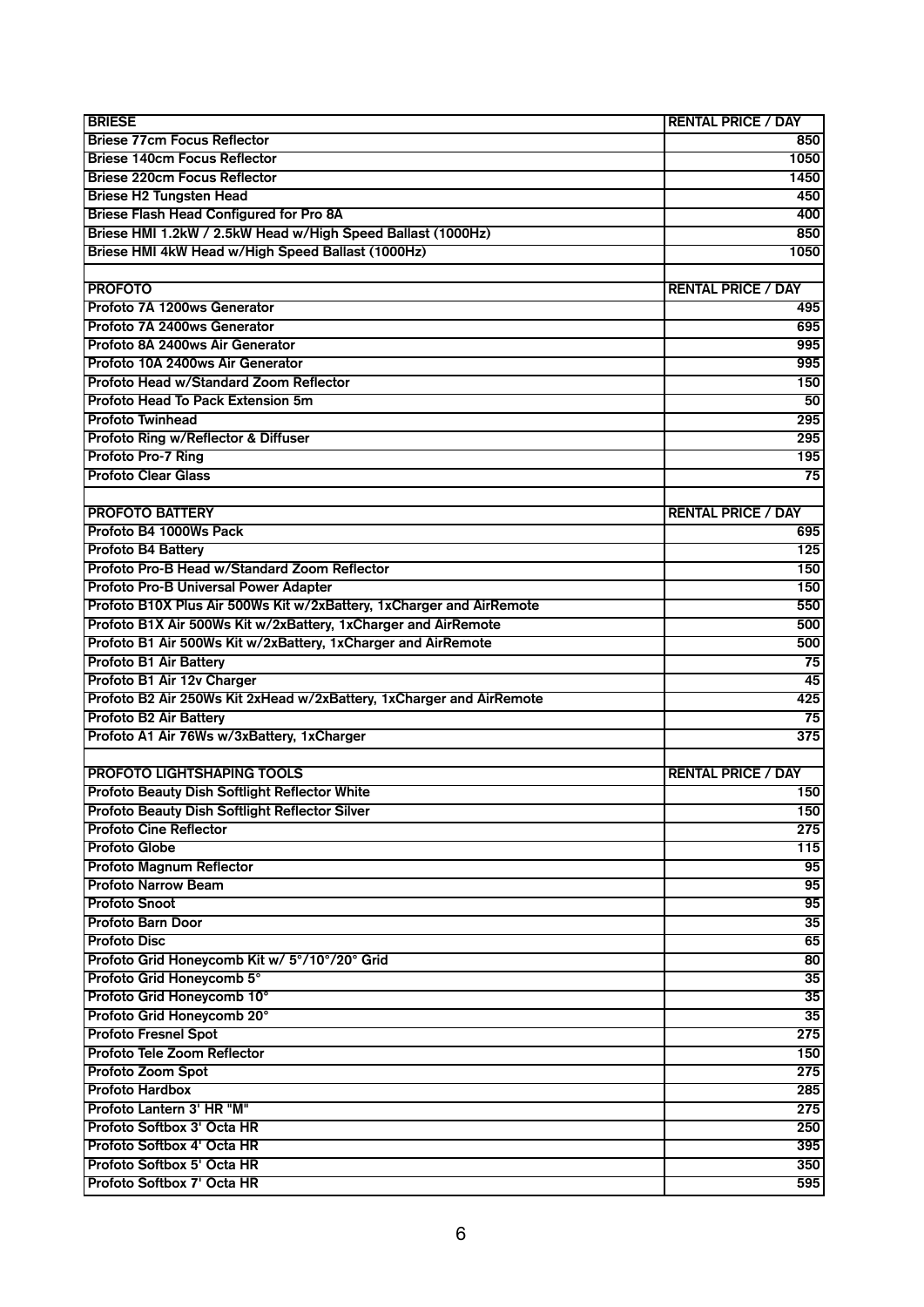| BRIESE | RENTAL PRICE / DAY |
|---|---|
| Briese 77cm Focus Reflector | 850 |
| Briese 140cm Focus Reflector | 1050 |
| Briese 220cm Focus Reflector | 1450 |
| Briese H2 Tungsten Head | 450 |
| Briese Flash Head Configured for Pro 8A | 400 |
| Briese HMI 1.2kW / 2.5kW Head w/High Speed Ballast (1000Hz) | 850 |
| Briese HMI 4kW Head w/High Speed Ballast (1000Hz) | 1050 |

| PROFOTO | RENTAL PRICE / DAY |
|---|---|
| Profoto 7A 1200ws Generator | 495 |
| Profoto 7A 2400ws Generator | 695 |
| Profoto 8A 2400ws Air Generator | 995 |
| Profoto 10A 2400ws Air Generator | 995 |
| Profoto Head w/Standard Zoom Reflector | 150 |
| Profoto Head To Pack Extension 5m | 50 |
| Profoto Twinhead | 295 |
| Profoto Ring w/Reflector & Diffuser | 295 |
| Profoto Pro-7 Ring | 195 |
| Profoto Clear Glass | 75 |

| PROFOTO BATTERY | RENTAL PRICE / DAY |
|---|---|
| Profoto B4 1000Ws Pack | 695 |
| Profoto B4 Battery | 125 |
| Profoto Pro-B Head w/Standard Zoom Reflector | 150 |
| Profoto Pro-B Universal Power Adapter | 150 |
| Profoto B10X Plus Air 500Ws Kit w/2xBattery, 1xCharger and AirRemote | 550 |
| Profoto B1X Air 500Ws Kit w/2xBattery, 1xCharger and AirRemote | 500 |
| Profoto B1 Air 500Ws Kit w/2xBattery, 1xCharger and AirRemote | 500 |
| Profoto B1 Air Battery | 75 |
| Profoto B1 Air 12v Charger | 45 |
| Profoto B2 Air 250Ws Kit 2xHead w/2xBattery, 1xCharger and AirRemote | 425 |
| Profoto B2 Air Battery | 75 |
| Profoto A1 Air 76Ws w/3xBattery, 1xCharger | 375 |

| PROFOTO LIGHTSHAPING TOOLS | RENTAL PRICE / DAY |
|---|---|
| Profoto Beauty Dish Softlight Reflector White | 150 |
| Profoto Beauty Dish Softlight Reflector Silver | 150 |
| Profoto Cine Reflector | 275 |
| Profoto Globe | 115 |
| Profoto Magnum Reflector | 95 |
| Profoto Narrow Beam | 95 |
| Profoto Snoot | 95 |
| Profoto Barn Door | 35 |
| Profoto Disc | 65 |
| Profoto Grid Honeycomb Kit w/ 5°/10°/20° Grid | 80 |
| Profoto Grid Honeycomb 5° | 35 |
| Profoto Grid Honeycomb 10° | 35 |
| Profoto Grid Honeycomb 20° | 35 |
| Profoto Fresnel Spot | 275 |
| Profoto Tele Zoom Reflector | 150 |
| Profoto Zoom Spot | 275 |
| Profoto Hardbox | 285 |
| Profoto Lantern 3' HR "M" | 275 |
| Profoto Softbox 3' Octa HR | 250 |
| Profoto Softbox 4' Octa HR | 395 |
| Profoto Softbox 5' Octa HR | 350 |
| Profoto Softbox 7' Octa HR | 595 |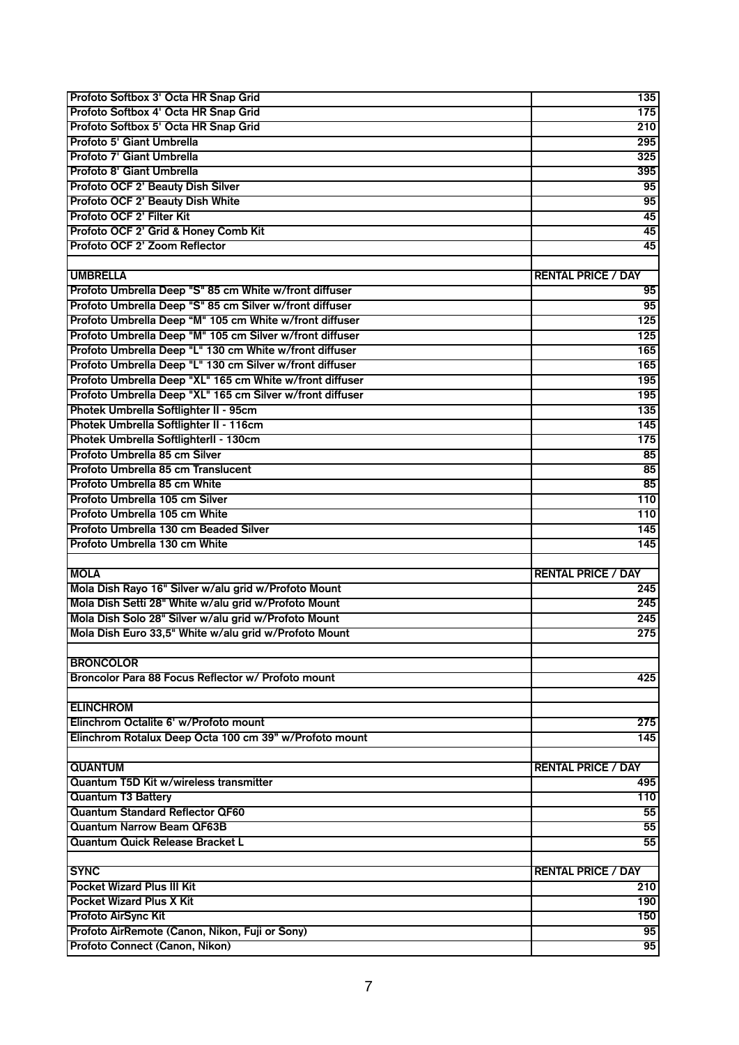| | |
|---|---|
| Profoto Softbox 3' Octa HR Snap Grid | 135 |
| Profoto Softbox 4' Octa HR Snap Grid | 175 |
| Profoto Softbox 5' Octa HR Snap Grid | 210 |
| Profoto 5' Giant Umbrella | 295 |
| Profoto 7' Giant Umbrella | 325 |
| Profoto 8' Giant Umbrella | 395 |
| Profoto OCF 2' Beauty Dish Silver | 95 |
| Profoto OCF 2' Beauty Dish White | 95 |
| Profoto OCF 2' Filter Kit | 45 |
| Profoto OCF 2' Grid & Honey Comb Kit | 45 |
| Profoto OCF 2' Zoom Reflector | 45 |
| | |
| **UMBRELLA** | **RENTAL PRICE / DAY** |
| Profoto Umbrella Deep "S" 85 cm White w/front diffuser | 95 |
| Profoto Umbrella Deep "S" 85 cm Silver w/front diffuser | 95 |
| Profoto Umbrella Deep "M" 105 cm White w/front diffuser | 125 |
| Profoto Umbrella Deep "M" 105 cm Silver w/front diffuser | 125 |
| Profoto Umbrella Deep "L" 130 cm White w/front diffuser | 165 |
| Profoto Umbrella Deep "L" 130 cm Silver w/front diffuser | 165 |
| Profoto Umbrella Deep "XL" 165 cm White w/front diffuser | 195 |
| Profoto Umbrella Deep "XL" 165 cm Silver w/front diffuser | 195 |
| Photek Umbrella Softlighter II - 95cm | 135 |
| Photek Umbrella Softlighter II - 116cm | 145 |
| Photek Umbrella SoftlighterII - 130cm | 175 |
| Profoto Umbrella 85 cm Silver | 85 |
| Profoto Umbrella 85 cm Translucent | 85 |
| Profoto Umbrella 85 cm White | 85 |
| Profoto Umbrella 105 cm Silver | 110 |
| Profoto Umbrella 105 cm White | 110 |
| Profoto Umbrella 130 cm Beaded Silver | 145 |
| Profoto Umbrella 130 cm White | 145 |
| | |
| **MOLA** | **RENTAL PRICE / DAY** |
| Mola Dish Rayo 16" Silver w/alu grid w/Profoto Mount | 245 |
| Mola Dish Setti 28" White w/alu grid w/Profoto Mount | 245 |
| Mola Dish Solo 28" Silver w/alu grid w/Profoto Mount | 245 |
| Mola Dish Euro 33,5" White w/alu grid w/Profoto Mount | 275 |
| | |
| **BRONCOLOR** | |
| Broncolor Para 88 Focus Reflector w/ Profoto mount | 425 |
| | |
| **ELINCHROM** | |
| Elinchrom Octalite 6' w/Profoto mount | 275 |
| Elinchrom Rotalux Deep Octa 100 cm 39" w/Profoto mount | 145 |
| | |
| **QUANTUM** | **RENTAL PRICE / DAY** |
| Quantum T5D Kit w/wireless transmitter | 495 |
| Quantum T3 Battery | 110 |
| Quantum Standard Reflector QF60 | 55 |
| Quantum Narrow Beam QF63B | 55 |
| Quantum Quick Release Bracket L | 55 |
| | |
| **SYNC** | **RENTAL PRICE / DAY** |
| Pocket Wizard Plus III Kit | 210 |
| Pocket Wizard Plus X Kit | 190 |
| Profoto AirSync Kit | 150 |
| Profoto AirRemote (Canon, Nikon, Fuji or Sony) | 95 |
| Profoto Connect (Canon, Nikon) | 95 |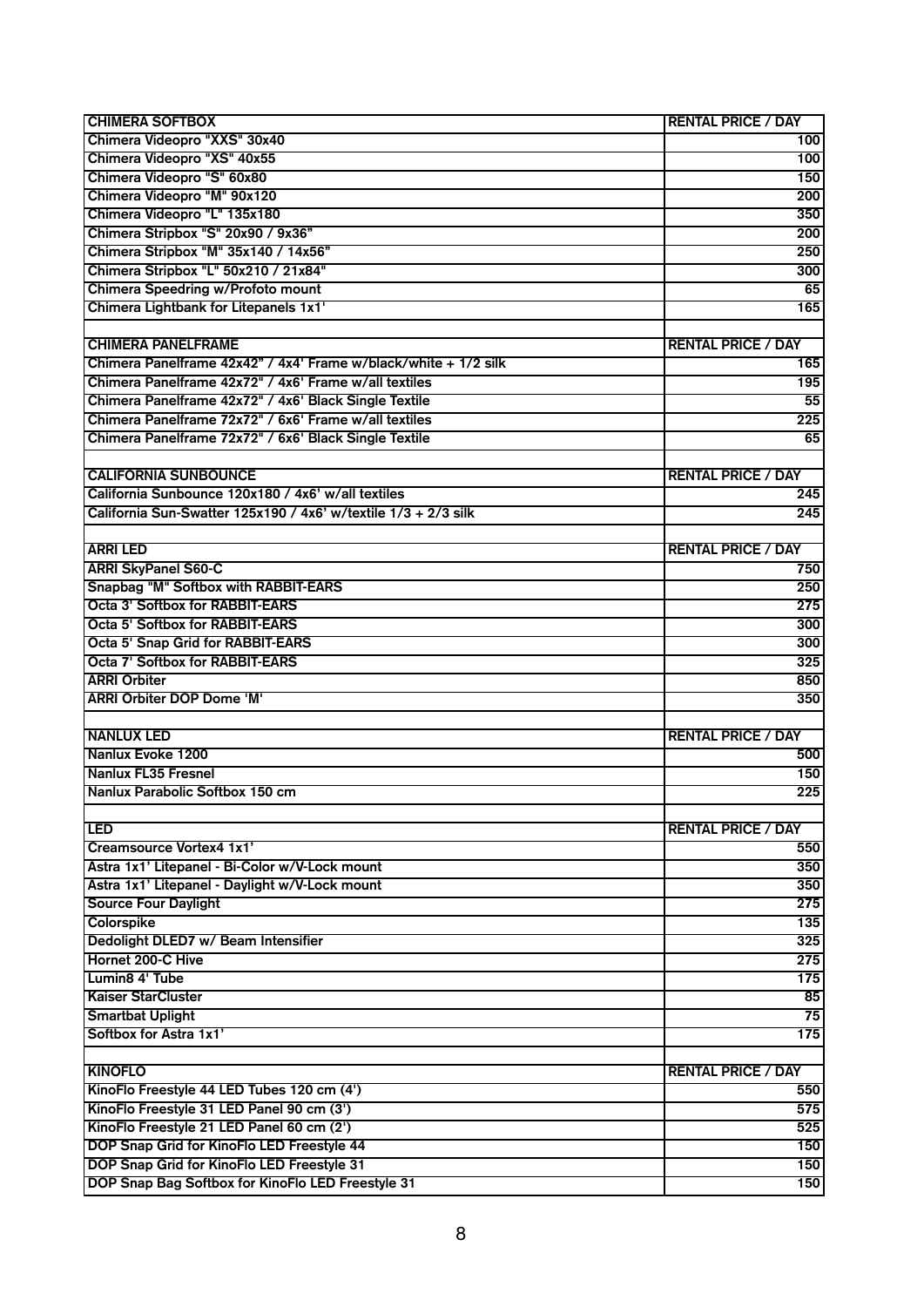| CHIMERA SOFTBOX | RENTAL PRICE / DAY |
|---|---|
| Chimera Videopro "XXS" 30x40 | 100 |
| Chimera Videopro "XS" 40x55 | 100 |
| Chimera Videopro "S" 60x80 | 150 |
| Chimera Videopro "M" 90x120 | 200 |
| Chimera Videopro "L" 135x180 | 350 |
| Chimera Stripbox "S" 20x90 / 9x36" | 200 |
| Chimera Stripbox "M" 35x140 / 14x56" | 250 |
| Chimera Stripbox "L" 50x210 / 21x84" | 300 |
| Chimera Speedring w/Profoto mount | 65 |
| Chimera Lightbank for Litepanels 1x1' | 165 |

| CHIMERA PANELFRAME | RENTAL PRICE / DAY |
|---|---|
| Chimera Panelframe 42x42" / 4x4' Frame w/black/white + 1/2 silk | 165 |
| Chimera Panelframe 42x72" / 4x6' Frame w/all textiles | 195 |
| Chimera Panelframe 42x72" / 4x6' Black Single Textile | 55 |
| Chimera Panelframe 72x72" / 6x6' Frame w/all textiles | 225 |
| Chimera Panelframe 72x72" / 6x6' Black Single Textile | 65 |

| CALIFORNIA SUNBOUNCE | RENTAL PRICE / DAY |
|---|---|
| California Sunbounce 120x180 / 4x6' w/all textiles | 245 |
| California Sun-Swatter 125x190 / 4x6' w/textile 1/3 + 2/3 silk | 245 |

| ARRI LED | RENTAL PRICE / DAY |
|---|---|
| ARRI SkyPanel S60-C | 750 |
| Snapbag "M" Softbox with RABBIT-EARS | 250 |
| Octa 3' Softbox for RABBIT-EARS | 275 |
| Octa 5' Softbox for RABBIT-EARS | 300 |
| Octa 5' Snap Grid for RABBIT-EARS | 300 |
| Octa 7' Softbox for RABBIT-EARS | 325 |
| ARRI Orbiter | 850 |
| ARRI Orbiter DOP Dome 'M' | 350 |

| NANLUX LED | RENTAL PRICE / DAY |
|---|---|
| Nanlux Evoke 1200 | 500 |
| Nanlux FL35 Fresnel | 150 |
| Nanlux Parabolic Softbox 150 cm | 225 |

| LED | RENTAL PRICE / DAY |
|---|---|
| Creamsource Vortex4 1x1' | 550 |
| Astra 1x1' Litepanel - Bi-Color w/V-Lock mount | 350 |
| Astra 1x1' Litepanel - Daylight w/V-Lock mount | 350 |
| Source Four Daylight | 275 |
| Colorspike | 135 |
| Dedolight DLED7 w/ Beam Intensifier | 325 |
| Hornet 200-C Hive | 275 |
| Lumin8 4' Tube | 175 |
| Kaiser StarCluster | 85 |
| Smartbat Uplight | 75 |
| Softbox for Astra 1x1' | 175 |

| KINOFLO | RENTAL PRICE / DAY |
|---|---|
| KinoFlo Freestyle 44 LED Tubes 120 cm (4') | 550 |
| KinoFlo Freestyle 31 LED Panel 90 cm (3') | 575 |
| KinoFlo Freestyle 21 LED Panel 60 cm (2') | 525 |
| DOP Snap Grid for KinoFlo LED Freestyle 44 | 150 |
| DOP Snap Grid for KinoFlo LED Freestyle 31 | 150 |
| DOP Snap Bag Softbox for KinoFlo LED Freestyle 31 | 150 |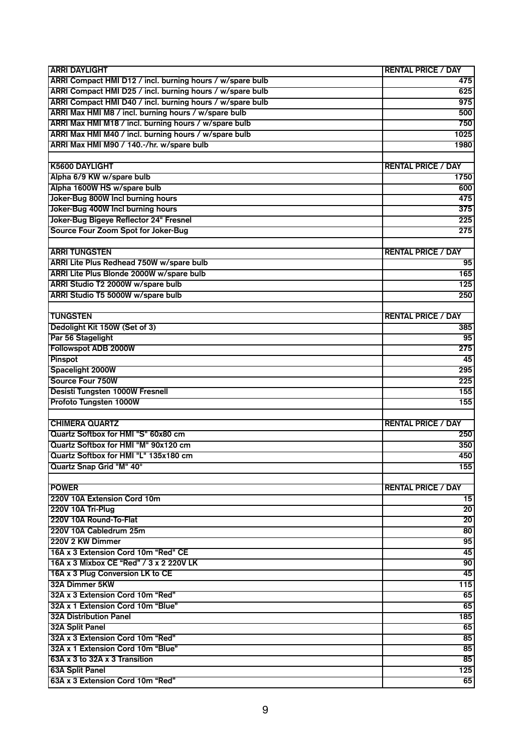| ARRI DAYLIGHT | RENTAL PRICE / DAY |
|---|---|
| ARRI Compact HMI D12 / incl. burning hours / w/spare bulb | 475 |
| ARRI Compact HMI D25 / incl. burning hours / w/spare bulb | 625 |
| ARRI Compact HMI D40 / incl. burning hours / w/spare bulb | 975 |
| ARRI Max HMI M8 / incl. burning hours / w/spare bulb | 500 |
| ARRI Max HMI M18 / incl. burning hours / w/spare bulb | 750 |
| ARRI Max HMI M40 / incl. burning hours / w/spare bulb | 1025 |
| ARRI Max HMI M90 / 140.-/hr. w/spare bulb | 1980 |
| | |
| **K5600 DAYLIGHT** | **RENTAL PRICE / DAY** |
| Alpha 6/9 KW w/spare bulb | 1750 |
| Alpha 1600W HS w/spare bulb | 600 |
| Joker-Bug 800W Incl burning hours | 475 |
| Joker-Bug 400W Incl burning hours | 375 |
| Joker-Bug Bigeye Reflector 24" Fresnel | 225 |
| Source Four Zoom Spot for Joker-Bug | 275 |
| | |
| **ARRI TUNGSTEN** | **RENTAL PRICE / DAY** |
| ARRI Lite Plus Redhead 750W w/spare bulb | 95 |
| ARRI Lite Plus Blonde 2000W w/spare bulb | 165 |
| ARRI Studio T2 2000W w/spare bulb | 125 |
| ARRI Studio T5 5000W w/spare bulb | 250 |
| | |
| **TUNGSTEN** | **RENTAL PRICE / DAY** |
| Dedolight Kit 150W (Set of 3) | 385 |
| Par 56 Stagelight | 95 |
| Followspot ADB 2000W | 275 |
| Pinspot | 45 |
| Spacelight 2000W | 295 |
| Source Four 750W | 225 |
| Desisti Tungsten 1000W Fresnell | 155 |
| Profoto Tungsten 1000W | 155 |
| | |
| **CHIMERA QUARTZ** | **RENTAL PRICE / DAY** |
| Quartz Softbox for HMI "S" 60x80 cm | 250 |
| Quartz Softbox for HMI "M" 90x120 cm | 350 |
| Quartz Softbox for HMI "L" 135x180 cm | 450 |
| Quartz Snap Grid "M" 40° | 155 |
| | |
| **POWER** | **RENTAL PRICE / DAY** |
| 220V 10A Extension Cord 10m | 15 |
| 220V 10A Tri-Plug | 20 |
| 220V 10A Round-To-Flat | 20 |
| 220V 10A Cabledrum 25m | 80 |
| 220V 2 KW Dimmer | 95 |
| 16A x 3 Extension Cord 10m "Red" CE | 45 |
| 16A x 3 Mixbox CE "Red" / 3 x 2 220V LK | 90 |
| 16A x 3 Plug Conversion LK to CE | 45 |
| 32A Dimmer 5KW | 115 |
| 32A x 3 Extension Cord 10m "Red" | 65 |
| 32A x 1 Extension Cord 10m "Blue" | 65 |
| 32A Distribution Panel | 185 |
| 32A Split Panel | 65 |
| 32A x 3 Extension Cord 10m "Red" | 85 |
| 32A x 1 Extension Cord 10m "Blue" | 85 |
| 63A x 3 to 32A x 3 Transition | 85 |
| 63A Split Panel | 125 |
| 63A x 3 Extension Cord 10m "Red" | 65 |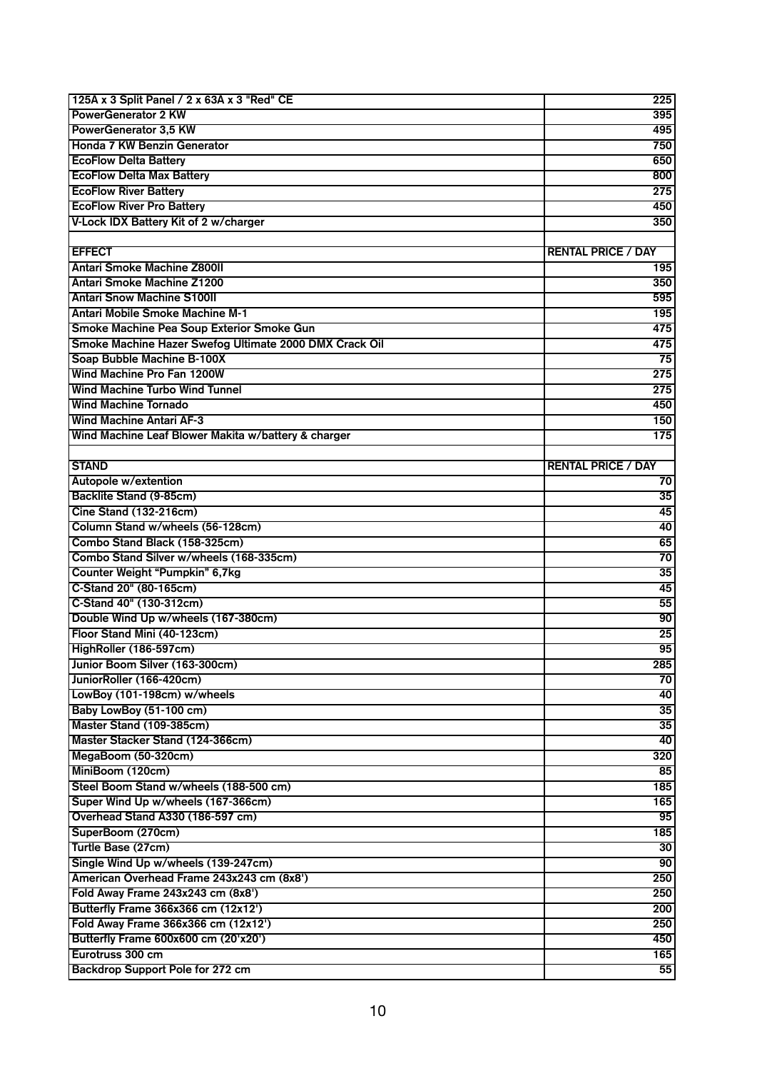| | |
|---|---|
| 125A x 3 Split Panel / 2 x 63A x 3 "Red" CE | 225 |
| PowerGenerator 2 KW | 395 |
| PowerGenerator 3,5 KW | 495 |
| Honda 7 KW Benzin Generator | 750 |
| EcoFlow Delta Battery | 650 |
| EcoFlow Delta Max Battery | 800 |
| EcoFlow River Battery | 275 |
| EcoFlow River Pro Battery | 450 |
| V-Lock IDX Battery Kit of 2 w/charger | 350 |
| | |
| **EFFECT** | **RENTAL PRICE / DAY** |
| Antari Smoke Machine Z800II | 195 |
| Antari Smoke Machine Z1200 | 350 |
| Antari Snow Machine S100II | 595 |
| Antari Mobile Smoke Machine M-1 | 195 |
| Smoke Machine Pea Soup Exterior Smoke Gun | 475 |
| Smoke Machine Hazer Swefog Ultimate 2000 DMX Crack Oil | 475 |
| Soap Bubble Machine B-100X | 75 |
| Wind Machine Pro Fan 1200W | 275 |
| Wind Machine Turbo Wind Tunnel | 275 |
| Wind Machine Tornado | 450 |
| Wind Machine Antari AF-3 | 150 |
| Wind Machine Leaf Blower Makita w/battery & charger | 175 |
| | |
| **STAND** | **RENTAL PRICE / DAY** |
| Autopole w/extention | 70 |
| Backlite Stand (9-85cm) | 35 |
| Cine Stand (132-216cm) | 45 |
| Column Stand w/wheels (56-128cm) | 40 |
| Combo Stand Black (158-325cm) | 65 |
| Combo Stand Silver w/wheels (168-335cm) | 70 |
| Counter Weight "Pumpkin" 6,7kg | 35 |
| C-Stand 20" (80-165cm) | 45 |
| C-Stand 40" (130-312cm) | 55 |
| Double Wind Up w/wheels (167-380cm) | 90 |
| Floor Stand Mini (40-123cm) | 25 |
| HighRoller (186-597cm) | 95 |
| Junior Boom Silver (163-300cm) | 285 |
| JuniorRoller (166-420cm) | 70 |
| LowBoy (101-198cm) w/wheels | 40 |
| Baby LowBoy (51-100 cm) | 35 |
| Master Stand (109-385cm) | 35 |
| Master Stacker Stand (124-366cm) | 40 |
| MegaBoom (50-320cm) | 320 |
| MiniBoom (120cm) | 85 |
| Steel Boom Stand w/wheels (188-500 cm) | 185 |
| Super Wind Up w/wheels (167-366cm) | 165 |
| Overhead Stand A330 (186-597 cm) | 95 |
| SuperBoom (270cm) | 185 |
| Turtle Base (27cm) | 30 |
| Single Wind Up w/wheels (139-247cm) | 90 |
| American Overhead Frame 243x243 cm (8x8') | 250 |
| Fold Away Frame 243x243 cm (8x8') | 250 |
| Butterfly Frame 366x366 cm (12x12') | 200 |
| Fold Away Frame 366x366 cm (12x12') | 250 |
| Butterfly Frame 600x600 cm (20'x20') | 450 |
| Eurotruss 300 cm | 165 |
| Backdrop Support Pole for 272 cm | 55 |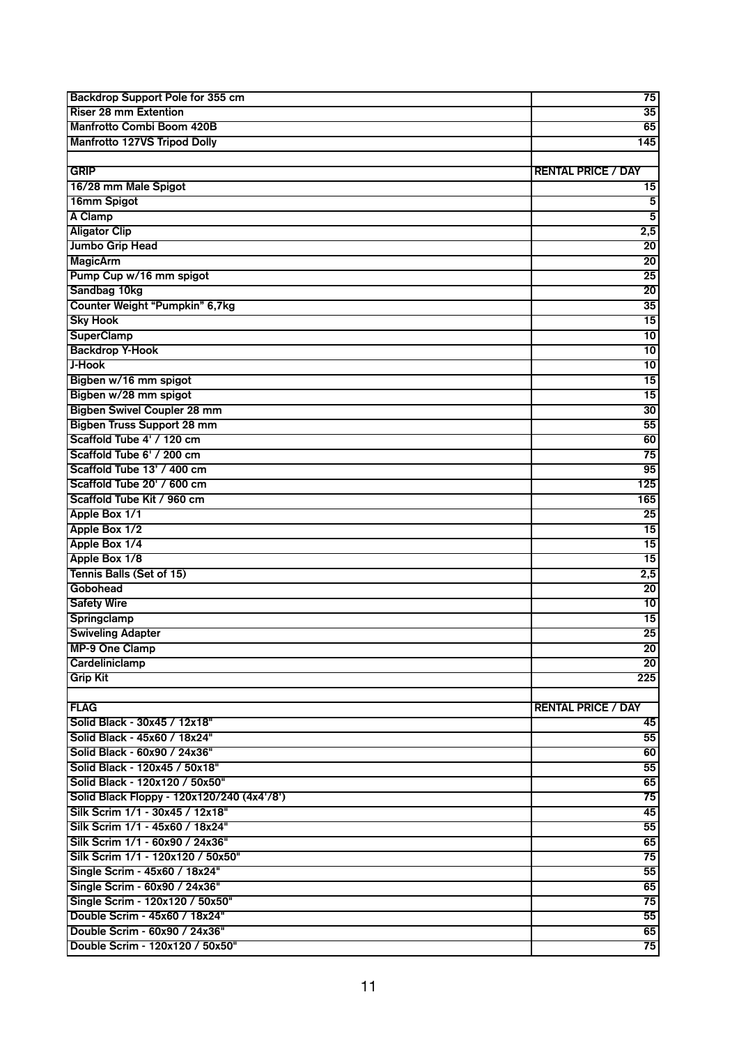| | |
|---|---|
| Backdrop Support Pole for 355 cm | 75 |
| Riser 28 mm Extention | 35 |
| Manfrotto Combi Boom 420B | 65 |
| Manfrotto 127VS Tripod Dolly | 145 |
| | |
| **GRIP** | **RENTAL PRICE / DAY** |
| 16/28 mm Male Spigot | 15 |
| 16mm Spigot | 5 |
| A Clamp | 5 |
| Aligator Clip | 2,5 |
| Jumbo Grip Head | 20 |
| MagicArm | 20 |
| Pump Cup w/16 mm spigot | 25 |
| Sandbag 10kg | 20 |
| Counter Weight "Pumpkin" 6,7kg | 35 |
| Sky Hook | 15 |
| SuperClamp | 10 |
| Backdrop Y-Hook | 10 |
| J-Hook | 10 |
| Bigben w/16 mm spigot | 15 |
| Bigben w/28 mm spigot | 15 |
| Bigben Swivel Coupler 28 mm | 30 |
| Bigben Truss Support 28 mm | 55 |
| Scaffold Tube 4' / 120 cm | 60 |
| Scaffold Tube 6' / 200 cm | 75 |
| Scaffold Tube 13' / 400 cm | 95 |
| Scaffold Tube 20' / 600 cm | 125 |
| Scaffold Tube Kit / 960 cm | 165 |
| Apple Box 1/1 | 25 |
| Apple Box 1/2 | 15 |
| Apple Box 1/4 | 15 |
| Apple Box 1/8 | 15 |
| Tennis Balls (Set of 15) | 2,5 |
| Gobohead | 20 |
| Safety Wire | 10 |
| Springclamp | 15 |
| Swiveling Adapter | 25 |
| MP-9 One Clamp | 20 |
| Cardeliniclamp | 20 |
| Grip Kit | 225 |
| | |
| **FLAG** | **RENTAL PRICE / DAY** |
| Solid Black - 30x45 / 12x18" | 45 |
| Solid Black - 45x60 / 18x24" | 55 |
| Solid Black - 60x90 / 24x36" | 60 |
| Solid Black - 120x45 / 50x18" | 55 |
| Solid Black - 120x120 / 50x50" | 65 |
| Solid Black Floppy - 120x120/240 (4x4'/8') | 75 |
| Silk Scrim 1/1 - 30x45 / 12x18" | 45 |
| Silk Scrim 1/1 - 45x60 / 18x24" | 55 |
| Silk Scrim 1/1 - 60x90 / 24x36" | 65 |
| Silk Scrim 1/1 - 120x120 / 50x50" | 75 |
| Single Scrim - 45x60 / 18x24" | 55 |
| Single Scrim - 60x90 / 24x36" | 65 |
| Single Scrim - 120x120 / 50x50" | 75 |
| Double Scrim - 45x60 / 18x24" | 55 |
| Double Scrim - 60x90 / 24x36" | 65 |
| Double Scrim - 120x120 / 50x50" | 75 |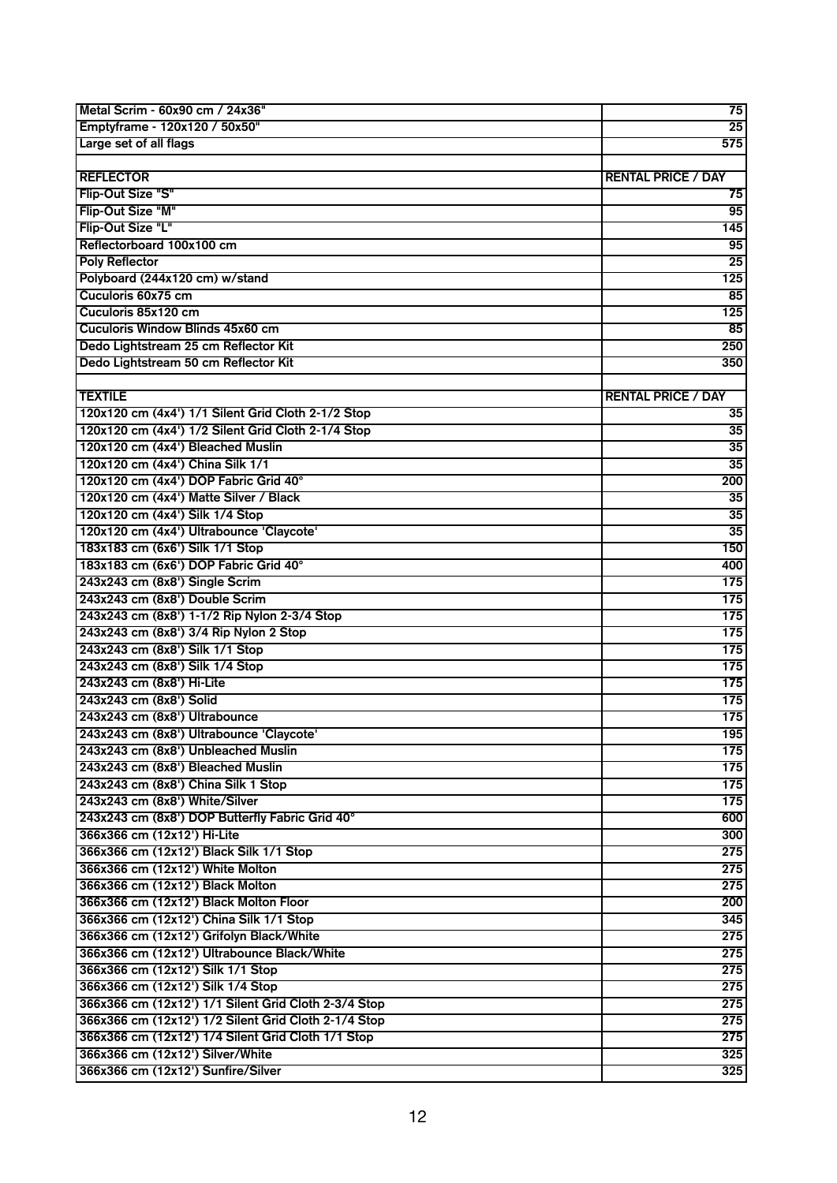| Metal Scrim - 60x90 cm / 24x36" | 75 |
|---|---|
| Emptyframe - 120x120 / 50x50" | 25 |
| Large set of all flags | 575 |
| | |
| **REFLECTOR** | **RENTAL PRICE / DAY** |
| Flip-Out Size "S" | 75 |
| Flip-Out Size "M" | 95 |
| Flip-Out Size "L" | 145 |
| Reflectorboard 100x100 cm | 95 |
| Poly Reflector | 25 |
| Polyboard (244x120 cm) w/stand | 125 |
| Cuculoris 60x75 cm | 85 |
| Cuculoris 85x120 cm | 125 |
| Cuculoris Window Blinds 45x60 cm | 85 |
| Dedo Lightstream 25 cm Reflector Kit | 250 |
| Dedo Lightstream 50 cm Reflector Kit | 350 |
| | |
| **TEXTILE** | **RENTAL PRICE / DAY** |
| 120x120 cm (4x4') 1/1 Silent Grid Cloth 2-1/2 Stop | 35 |
| 120x120 cm (4x4') 1/2 Silent Grid Cloth 2-1/4 Stop | 35 |
| 120x120 cm (4x4') Bleached Muslin | 35 |
| 120x120 cm (4x4') China Silk 1/1 | 35 |
| 120x120 cm (4x4') DOP Fabric Grid 40° | 200 |
| 120x120 cm (4x4') Matte Silver / Black | 35 |
| 120x120 cm (4x4') Silk 1/4 Stop | 35 |
| 120x120 cm (4x4') Ultrabounce 'Claycote' | 35 |
| 183x183 cm (6x6') Silk 1/1 Stop | 150 |
| 183x183 cm (6x6') DOP Fabric Grid 40° | 400 |
| 243x243 cm (8x8') Single Scrim | 175 |
| 243x243 cm (8x8') Double Scrim | 175 |
| 243x243 cm (8x8') 1-1/2 Rip Nylon 2-3/4 Stop | 175 |
| 243x243 cm (8x8') 3/4 Rip Nylon 2 Stop | 175 |
| 243x243 cm (8x8') Silk 1/1 Stop | 175 |
| 243x243 cm (8x8') Silk 1/4 Stop | 175 |
| 243x243 cm (8x8') Hi-Lite | 175 |
| 243x243 cm (8x8') Solid | 175 |
| 243x243 cm (8x8') Ultrabounce | 175 |
| 243x243 cm (8x8') Ultrabounce 'Claycote' | 195 |
| 243x243 cm (8x8') Unbleached Muslin | 175 |
| 243x243 cm (8x8') Bleached Muslin | 175 |
| 243x243 cm (8x8') China Silk 1 Stop | 175 |
| 243x243 cm (8x8') White/Silver | 175 |
| 243x243 cm (8x8') DOP Butterfly Fabric Grid 40° | 600 |
| 366x366 cm (12x12') Hi-Lite | 300 |
| 366x366 cm (12x12') Black Silk 1/1 Stop | 275 |
| 366x366 cm (12x12') White Molton | 275 |
| 366x366 cm (12x12') Black Molton | 275 |
| 366x366 cm (12x12') Black Molton Floor | 200 |
| 366x366 cm (12x12') China Silk 1/1 Stop | 345 |
| 366x366 cm (12x12') Grifolyn Black/White | 275 |
| 366x366 cm (12x12') Ultrabounce Black/White | 275 |
| 366x366 cm (12x12') Silk 1/1 Stop | 275 |
| 366x366 cm (12x12') Silk 1/4 Stop | 275 |
| 366x366 cm (12x12') 1/1 Silent Grid Cloth 2-3/4 Stop | 275 |
| 366x366 cm (12x12') 1/2 Silent Grid Cloth 2-1/4 Stop | 275 |
| 366x366 cm (12x12') 1/4 Silent Grid Cloth 1/1 Stop | 275 |
| 366x366 cm (12x12') Silver/White | 325 |
| 366x366 cm (12x12') Sunfire/Silver | 325 |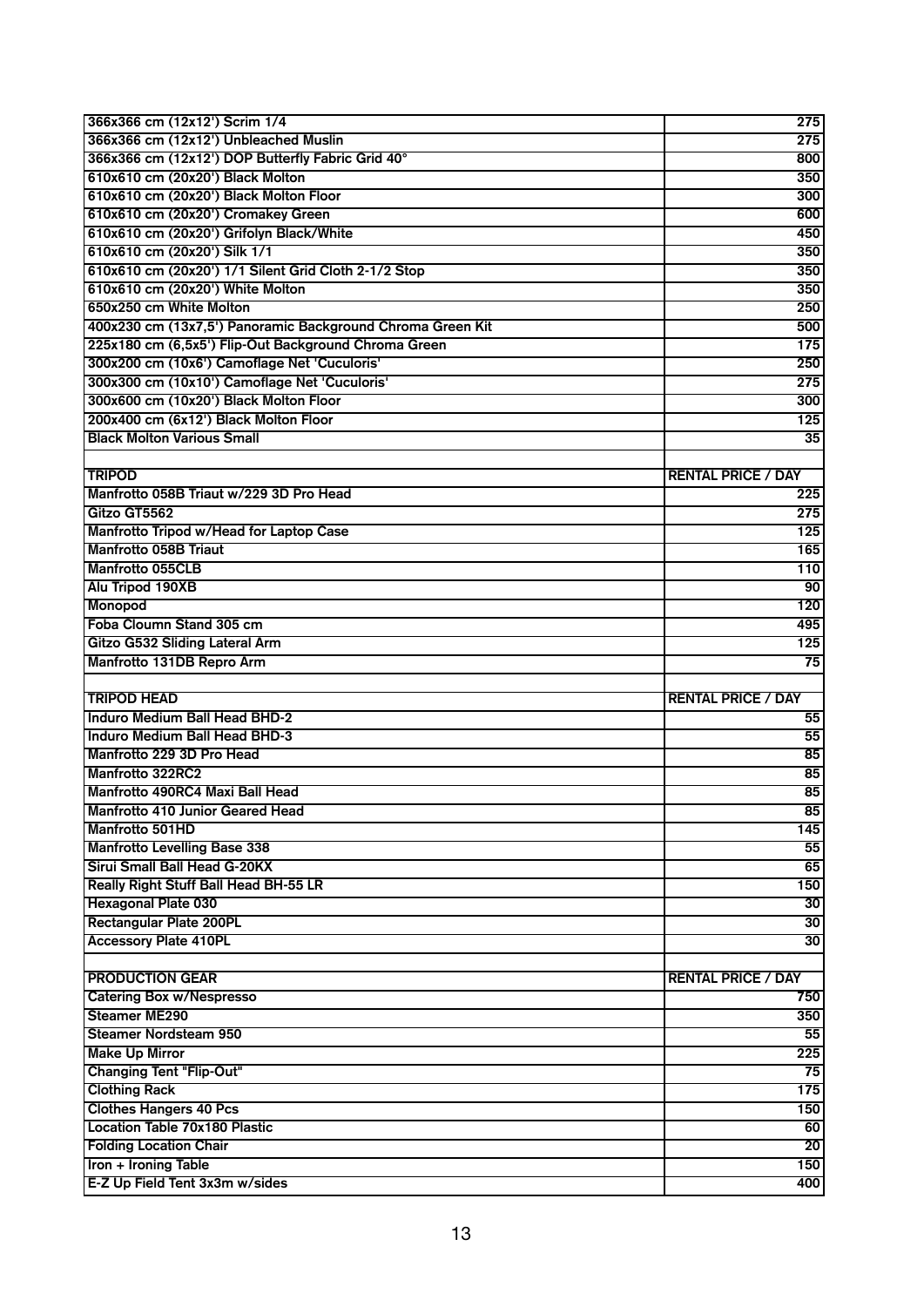| | |
|---|---|
| 366x366 cm (12x12') Scrim 1/4 | 275 |
| 366x366 cm (12x12') Unbleached Muslin | 275 |
| 366x366 cm (12x12') DOP Butterfly Fabric Grid 40° | 800 |
| 610x610 cm (20x20') Black Molton | 350 |
| 610x610 cm (20x20') Black Molton Floor | 300 |
| 610x610 cm (20x20') Cromakey Green | 600 |
| 610x610 cm (20x20') Grifolyn Black/White | 450 |
| 610x610 cm (20x20') Silk 1/1 | 350 |
| 610x610 cm (20x20') 1/1 Silent Grid Cloth 2-1/2 Stop | 350 |
| 610x610 cm (20x20') White Molton | 350 |
| 650x250 cm White Molton | 250 |
| 400x230 cm (13x7,5') Panoramic Background Chroma Green Kit | 500 |
| 225x180 cm (6,5x5') Flip-Out Background Chroma Green | 175 |
| 300x200 cm (10x6') Camoflage Net 'Cuculoris' | 250 |
| 300x300 cm (10x10') Camoflage Net 'Cuculoris' | 275 |
| 300x600 cm (10x20') Black Molton Floor | 300 |
| 200x400 cm (6x12') Black Molton Floor | 125 |
| Black Molton Various Small | 35 |
| | |
| **TRIPOD** | **RENTAL PRICE / DAY** |
| Manfrotto 058B Triaut w/229 3D Pro Head | 225 |
| Gitzo GT5562 | 275 |
| Manfrotto Tripod w/Head for Laptop Case | 125 |
| Manfrotto 058B Triaut | 165 |
| Manfrotto 055CLB | 110 |
| Alu Tripod 190XB | 90 |
| Monopod | 120 |
| Foba Cloumn Stand 305 cm | 495 |
| Gitzo G532 Sliding Lateral Arm | 125 |
| Manfrotto 131DB Repro Arm | 75 |
| | |
| **TRIPOD HEAD** | **RENTAL PRICE / DAY** |
| Induro Medium Ball Head BHD-2 | 55 |
| Induro Medium Ball Head BHD-3 | 55 |
| Manfrotto 229 3D Pro Head | 85 |
| Manfrotto 322RC2 | 85 |
| Manfrotto 490RC4 Maxi Ball Head | 85 |
| Manfrotto 410 Junior Geared Head | 85 |
| Manfrotto 501HD | 145 |
| Manfrotto Levelling Base 338 | 55 |
| Sirui Small Ball Head G-20KX | 65 |
| Really Right Stuff Ball Head BH-55 LR | 150 |
| Hexagonal Plate 030 | 30 |
| Rectangular Plate 200PL | 30 |
| Accessory Plate 410PL | 30 |
| | |
| **PRODUCTION GEAR** | **RENTAL PRICE / DAY** |
| Catering Box w/Nespresso | 750 |
| Steamer ME290 | 350 |
| Steamer Nordsteam 950 | 55 |
| Make Up Mirror | 225 |
| Changing Tent "Flip-Out" | 75 |
| Clothing Rack | 175 |
| Clothes Hangers 40 Pcs | 150 |
| Location Table 70x180 Plastic | 60 |
| Folding Location Chair | 20 |
| Iron + Ironing Table | 150 |
| E-Z Up Field Tent 3x3m w/sides | 400 |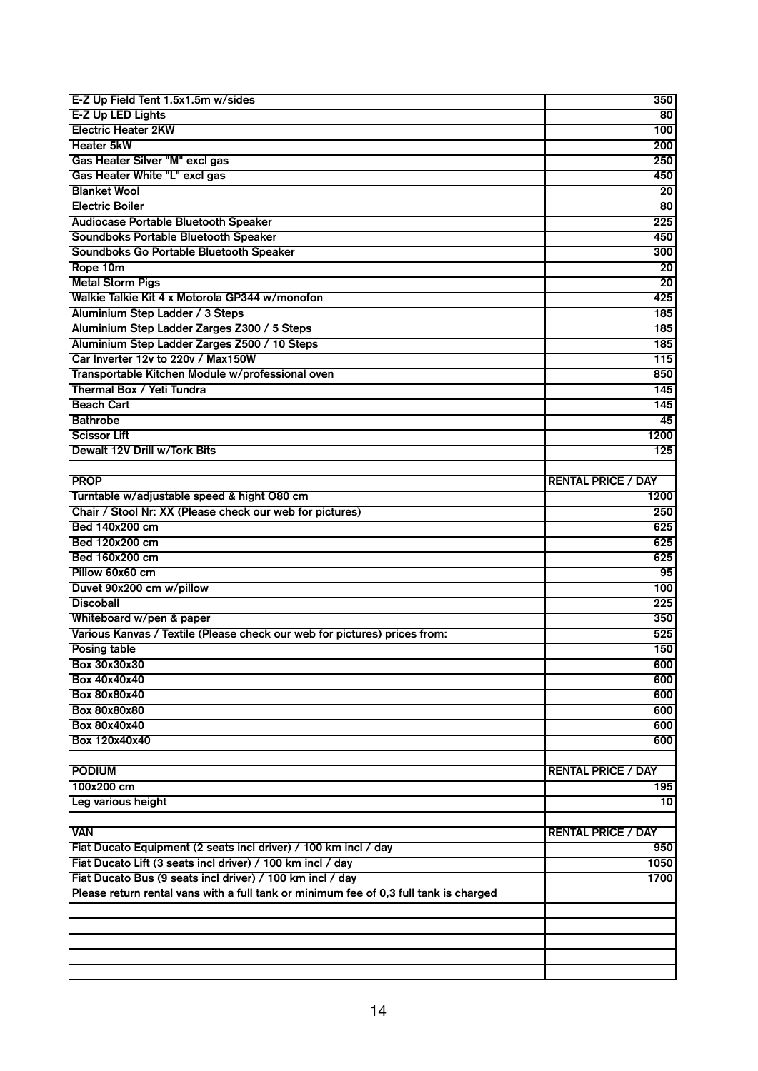| | |
|---|---|
| E-Z Up Field Tent 1.5x1.5m w/sides | 350 |
| E-Z Up LED Lights | 80 |
| Electric Heater 2KW | 100 |
| Heater 5kW | 200 |
| Gas Heater Silver "M" excl gas | 250 |
| Gas Heater White "L" excl gas | 450 |
| Blanket Wool | 20 |
| Electric Boiler | 80 |
| Audiocase Portable Bluetooth Speaker | 225 |
| Soundboks Portable Bluetooth Speaker | 450 |
| Soundboks Go Portable Bluetooth Speaker | 300 |
| Rope 10m | 20 |
| Metal Storm Pigs | 20 |
| Walkie Talkie Kit 4 x Motorola GP344 w/monofon | 425 |
| Aluminium Step Ladder / 3 Steps | 185 |
| Aluminium Step Ladder Zarges Z300 / 5 Steps | 185 |
| Aluminium Step Ladder Zarges Z500 / 10 Steps | 185 |
| Car Inverter 12v to 220v / Max150W | 115 |
| Transportable Kitchen Module w/professional oven | 850 |
| Thermal Box / Yeti Tundra | 145 |
| Beach Cart | 145 |
| Bathrobe | 45 |
| Scissor Lift | 1200 |
| Dewalt 12V Drill w/Tork Bits | 125 |
| | |
| **PROP** | **RENTAL PRICE / DAY** |
| Turntable w/adjustable speed & hight O80 cm | 1200 |
| Chair / Stool Nr: XX (Please check our web for pictures) | 250 |
| Bed 140x200 cm | 625 |
| Bed 120x200 cm | 625 |
| Bed 160x200 cm | 625 |
| Pillow 60x60 cm | 95 |
| Duvet 90x200 cm w/pillow | 100 |
| Discoball | 225 |
| Whiteboard w/pen & paper | 350 |
| Various Kanvas / Textile (Please check our web for pictures) prices from: | 525 |
| Posing table | 150 |
| Box 30x30x30 | 600 |
| Box 40x40x40 | 600 |
| Box 80x80x40 | 600 |
| Box 80x80x80 | 600 |
| Box 80x40x40 | 600 |
| Box 120x40x40 | 600 |
| | |
| **PODIUM** | **RENTAL PRICE / DAY** |
| 100x200 cm | 195 |
| Leg various height | 10 |
| | |
| **VAN** | **RENTAL PRICE / DAY** |
| Fiat Ducato Equipment (2 seats incl driver) / 100 km incl / day | 950 |
| Fiat Ducato Lift (3 seats incl driver) / 100 km incl / day | 1050 |
| Fiat Ducato Bus (9 seats incl driver) / 100 km incl / day | 1700 |
| Please return rental vans with a full tank or minimum fee of 0,3 full tank is charged | |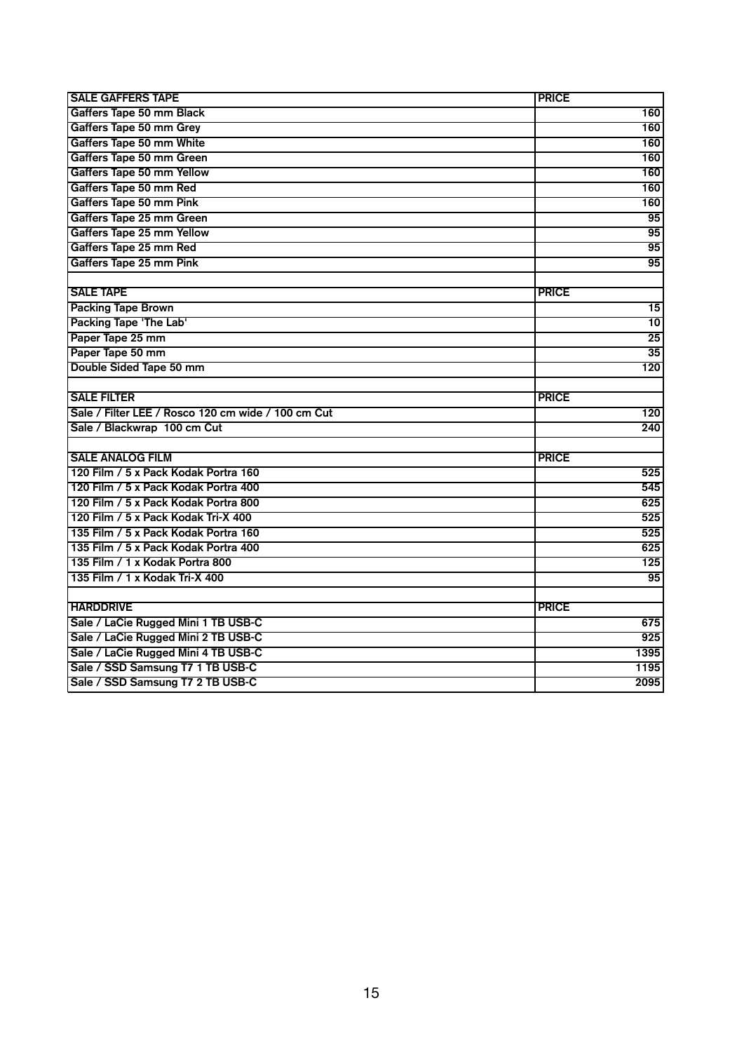| SALE GAFFERS TAPE | PRICE |
|---|---|
| Gaffers Tape 50 mm Black | 160 |
| Gaffers Tape 50 mm Grey | 160 |
| Gaffers Tape 50 mm White | 160 |
| Gaffers Tape 50 mm Green | 160 |
| Gaffers Tape 50 mm Yellow | 160 |
| Gaffers Tape 50 mm Red | 160 |
| Gaffers Tape 50 mm Pink | 160 |
| Gaffers Tape 25 mm Green | 95 |
| Gaffers Tape 25 mm Yellow | 95 |
| Gaffers Tape 25 mm Red | 95 |
| Gaffers Tape 25 mm Pink | 95 |
| | |
| **SALE TAPE** | **PRICE** |
| Packing Tape Brown | 15 |
| Packing Tape 'The Lab' | 10 |
| Paper Tape 25 mm | 25 |
| Paper Tape 50 mm | 35 |
| Double Sided Tape 50 mm | 120 |
| | |
| **SALE FILTER** | **PRICE** |
| Sale / Filter LEE / Rosco 120 cm wide / 100 cm Cut | 120 |
| Sale / Blackwrap 100 cm Cut | 240 |
| | |
| **SALE ANALOG FILM** | **PRICE** |
| 120 Film / 5 x Pack Kodak Portra 160 | 525 |
| 120 Film / 5 x Pack Kodak Portra 400 | 545 |
| 120 Film / 5 x Pack Kodak Portra 800 | 625 |
| 120 Film / 5 x Pack Kodak Tri-X 400 | 525 |
| 135 Film / 5 x Pack Kodak Portra 160 | 525 |
| 135 Film / 5 x Pack Kodak Portra 400 | 625 |
| 135 Film / 1 x Kodak Portra 800 | 125 |
| 135 Film / 1 x Kodak Tri-X 400 | 95 |
| | |
| **HARDDRIVE** | **PRICE** |
| Sale / LaCie Rugged Mini 1 TB USB-C | 675 |
| Sale / LaCie Rugged Mini 2 TB USB-C | 925 |
| Sale / LaCie Rugged Mini 4 TB USB-C | 1395 |
| Sale / SSD Samsung T7 1 TB USB-C | 1195 |
| Sale / SSD Samsung T7 2 TB USB-C | 2095 |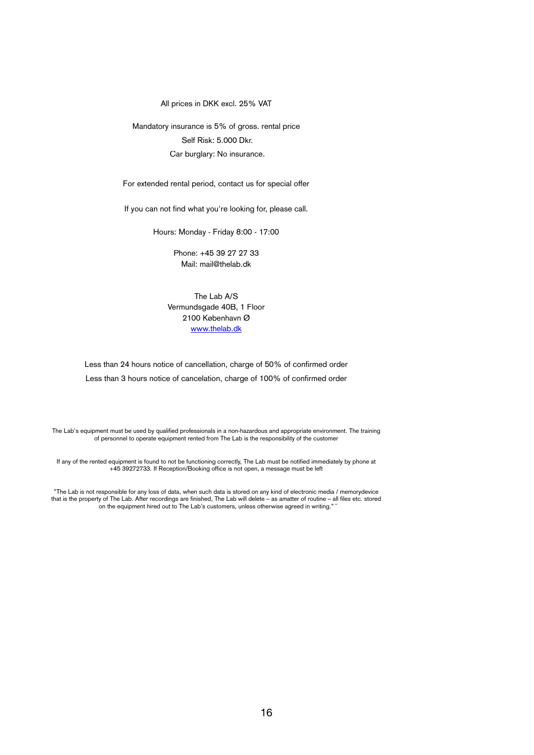All prices in DKK excl. 25% VAT

Mandatory insurance is 5% of gross. rental price

Self Risk: 5.000 Dkr.

Car burglary: No insurance.

For extended rental period, contact us for special offer

If you can not find what you're looking for, please call.

Hours: Monday - Friday 8:00 - 17:00

Phone: +45 39 27 27 33
Mail: mail@thelab.dk

The Lab A/S
Vermundsgade 40B, 1 Floor
2100 København Ø
[www.thelab.dk](http://www.thelab.dk)

Less than 24 hours notice of cancellation, charge of 50% of confirmed order

Less than 3 hours notice of cancelation, charge of 100% of confirmed order

The Lab's equipment must be used by qualified professionals in a non-hazardous and appropriate environment. The training of personnel to operate equipment rented from The Lab is the responsibility of the customer

If any of the rented equipment is found to not be functioning correctly, The Lab must be notified immediately by phone at +45 39272733. If Reception/Booking office is not open, a message must be left

"The Lab is not responsible for any loss of data, when such data is stored on any kind of electronic media / memorydevice that is the property of The Lab. After recordings are finished, The Lab will delete – as amatter of routine – all files etc. stored on the equipment hired out to The Lab's customers, unless otherwise agreed in writing." ˝